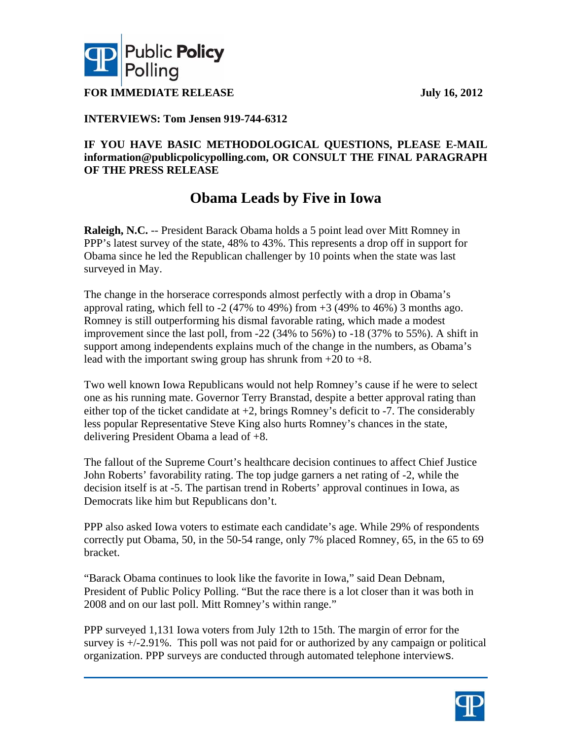**FOR IMMEDIATE RELEASE** **July 16, 2012**

**INTERVIEWS: Tom Jensen 919-744-6312**

**IF YOU HAVE BASIC METHODOLOGICAL QUESTIONS, PLEASE E-MAIL information@publicpolicypolling.com, OR CONSULT THE FINAL PARAGRAPH OF THE PRESS RELEASE**

# Obama Leads by Five in Iowa

**Raleigh, N.C.** -- President Barack Obama holds a 5 point lead over Mitt Romney in PPP's latest survey of the state, 48% to 43%. This represents a drop off in support for Obama since he led the Republican challenger by 10 points when the state was last surveyed in May.

The change in the horserace corresponds almost perfectly with a drop in Obama's approval rating, which fell to -2 (47% to 49%) from +3 (49% to 46%) 3 months ago. Romney is still outperforming his dismal favorable rating, which made a modest improvement since the last poll, from -22 (34% to 56%) to -18 (37% to 55%). A shift in support among independents explains much of the change in the numbers, as Obama's lead with the important swing group has shrunk from +20 to +8.

Two well known Iowa Republicans would not help Romney's cause if he were to select one as his running mate. Governor Terry Branstad, despite a better approval rating than either top of the ticket candidate at +2, brings Romney's deficit to -7. The considerably less popular Representative Steve King also hurts Romney's chances in the state, delivering President Obama a lead of +8.

The fallout of the Supreme Court's healthcare decision continues to affect Chief Justice John Roberts' favorability rating. The top judge garners a net rating of -2, while the decision itself is at -5. The partisan trend in Roberts' approval continues in Iowa, as Democrats like him but Republicans don't.

PPP also asked Iowa voters to estimate each candidate's age. While 29% of respondents correctly put Obama, 50, in the 50-54 range, only 7% placed Romney, 65, in the 65 to 69 bracket.

"Barack Obama continues to look like the favorite in Iowa," said Dean Debnam, President of Public Policy Polling. "But the race there is a lot closer than it was both in 2008 and on our last poll. Mitt Romney's within range."

PPP surveyed 1,131 Iowa voters from July 12th to 15th. The margin of error for the survey is +/-2.91%. This poll was not paid for or authorized by any campaign or political organization. PPP surveys are conducted through automated telephone interviews.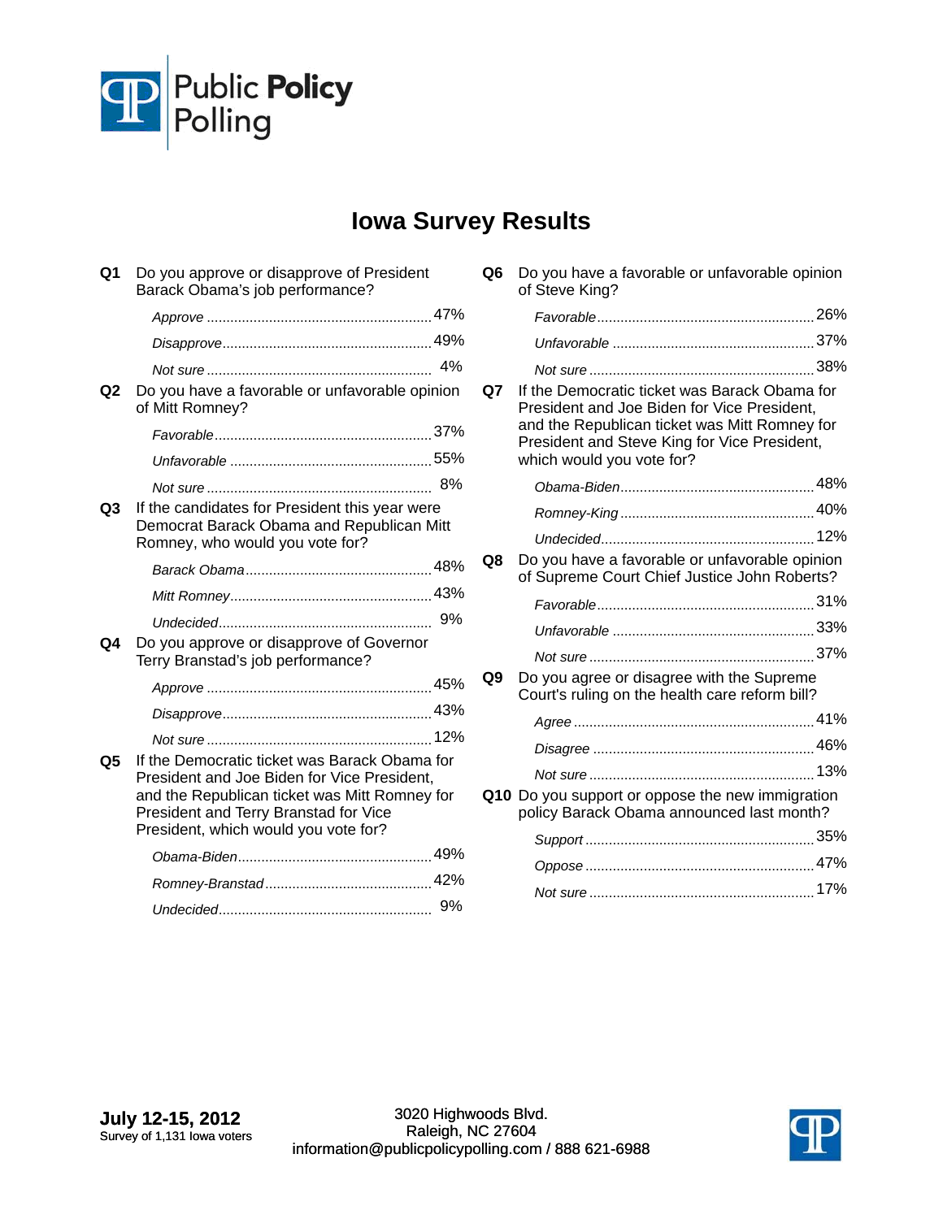Public Policy Polling

# Iowa Survey Results

**Q1** Do you approve or disapprove of President Barack Obama's job performance?

| | |
|---|---|
| *Approve* | 47% |
| *Disapprove* | 49% |
| *Not sure* | 4% |

**Q2** Do you have a favorable or unfavorable opinion of Mitt Romney?

| | |
|---|---|
| *Favorable* | 37% |
| *Unfavorable* | 55% |
| *Not sure* | 8% |

**Q3** If the candidates for President this year were Democrat Barack Obama and Republican Mitt Romney, who would you vote for?

| | |
|---|---|
| *Barack Obama* | 48% |
| *Mitt Romney* | 43% |
| *Undecided* | 9% |

**Q4** Do you approve or disapprove of Governor Terry Branstad's job performance?

| | |
|---|---|
| *Approve* | 45% |
| *Disapprove* | 43% |
| *Not sure* | 12% |

**Q5** If the Democratic ticket was Barack Obama for President and Joe Biden for Vice President, and the Republican ticket was Mitt Romney for President and Terry Branstad for Vice President, which would you vote for?

| | |
|---|---|
| *Obama-Biden* | 49% |
| *Romney-Branstad* | 42% |
| *Undecided* | 9% |

**Q6** Do you have a favorable or unfavorable opinion of Steve King?

| | |
|---|---|
| *Favorable* | 26% |
| *Unfavorable* | 37% |
| *Not sure* | 38% |

**Q7** If the Democratic ticket was Barack Obama for President and Joe Biden for Vice President, and the Republican ticket was Mitt Romney for President and Steve King for Vice President, which would you vote for?

| | |
|---|---|
| *Obama-Biden* | 48% |
| *Romney-King* | 40% |
| *Undecided* | 12% |

**Q8** Do you have a favorable or unfavorable opinion of Supreme Court Chief Justice John Roberts?

| | |
|---|---|
| *Favorable* | 31% |
| *Unfavorable* | 33% |
| *Not sure* | 37% |

**Q9** Do you agree or disagree with the Supreme Court's ruling on the health care reform bill?

| | |
|---|---|
| *Agree* | 41% |
| *Disagree* | 46% |
| *Not sure* | 13% |

**Q10** Do you support or oppose the new immigration policy Barack Obama announced last month?

| | |
|---|---|
| *Support* | 35% |
| *Oppose* | 47% |
| *Not sure* | 17% |

**July 12-15, 2012**
Survey of 1,131 Iowa voters

3020 Highwoods Blvd.
Raleigh, NC 27604
information@publicpolicypolling.com / 888 621-6988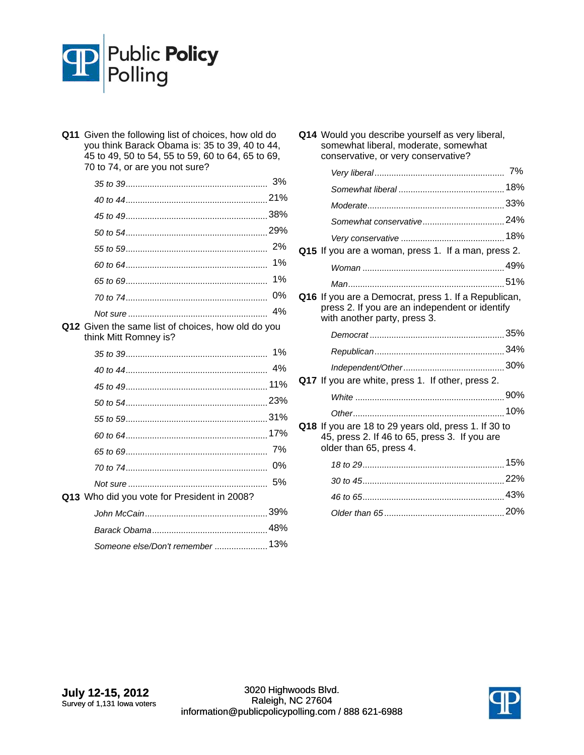**Q11** Given the following list of choices, how old do you think Barack Obama is: 35 to 39, 40 to 44, 45 to 49, 50 to 54, 55 to 59, 60 to 64, 65 to 69, 70 to 74, or are you not sure?

| | |
|---|---|
| *35 to 39* | 3% |
| *40 to 44* | 21% |
| *45 to 49* | 38% |
| *50 to 54* | 29% |
| *55 to 59* | 2% |
| *60 to 64* | 1% |
| *65 to 69* | 1% |
| *70 to 74* | 0% |
| *Not sure* | 4% |

**Q12** Given the same list of choices, how old do you think Mitt Romney is?

| | |
|---|---|
| *35 to 39* | 1% |
| *40 to 44* | 4% |
| *45 to 49* | 11% |
| *50 to 54* | 23% |
| *55 to 59* | 31% |
| *60 to 64* | 17% |
| *65 to 69* | 7% |
| *70 to 74* | 0% |
| *Not sure* | 5% |

**Q13** Who did you vote for President in 2008?

| | |
|---|---|
| *John McCain* | 39% |
| *Barack Obama* | 48% |
| *Someone else/Don't remember* | 13% |

**Q14** Would you describe yourself as very liberal, somewhat liberal, moderate, somewhat conservative, or very conservative?

| | |
|---|---|
| *Very liberal* | 7% |
| *Somewhat liberal* | 18% |
| *Moderate* | 33% |
| *Somewhat conservative* | 24% |
| *Very conservative* | 18% |

**Q15** If you are a woman, press 1. If a man, press 2.

| | |
|---|---|
| *Woman* | 49% |
| *Man* | 51% |

**Q16** If you are a Democrat, press 1. If a Republican, press 2. If you are an independent or identify with another party, press 3.

| | |
|---|---|
| *Democrat* | 35% |
| *Republican* | 34% |
| *Independent/Other* | 30% |

**Q17** If you are white, press 1. If other, press 2.

| | |
|---|---|
| *White* | 90% |
| *Other* | 10% |

**Q18** If you are 18 to 29 years old, press 1. If 30 to 45, press 2. If 46 to 65, press 3. If you are older than 65, press 4.

| | |
|---|---|
| *18 to 29* | 15% |
| *30 to 45* | 22% |
| *46 to 65* | 43% |
| *Older than 65* | 20% |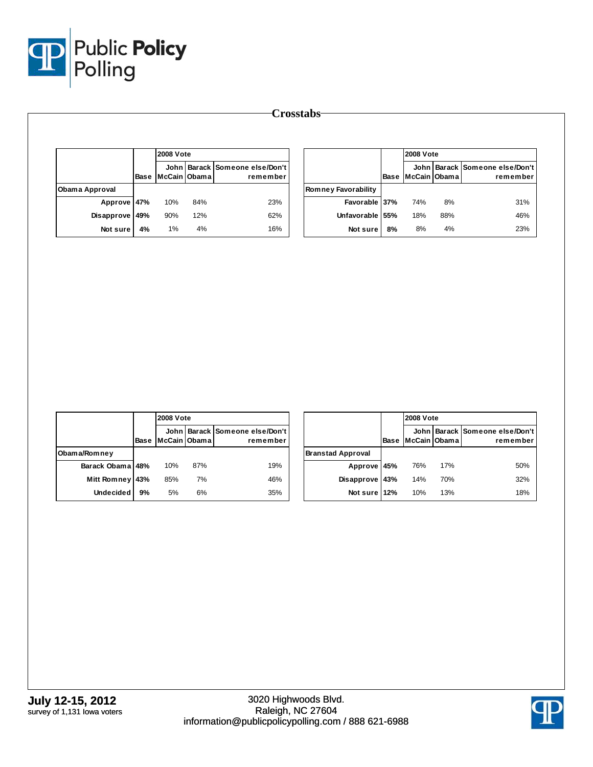## Crosstabs

| | Base | 2008 Vote | | |
|---|---|---|---|---|
| | | John McCain | Barack Obama | Someone else/Don't remember |
| **Obama Approval** | | | | |
| Approve | 47% | 10% | 84% | 23% |
| Disapprove | 49% | 90% | 12% | 62% |
| Not sure | 4% | 1% | 4% | 16% |

| | Base | 2008 Vote | | |
|---|---|---|---|---|
| | | John McCain | Barack Obama | Someone else/Don't remember |
| **Romney Favorability** | | | | |
| Favorable | 37% | 74% | 8% | 31% |
| Unfavorable | 55% | 18% | 88% | 46% |
| Not sure | 8% | 8% | 4% | 23% |

| | Base | 2008 Vote | | |
|---|---|---|---|---|
| | | John McCain | Barack Obama | Someone else/Don't remember |
| **Obama/Romney** | | | | |
| Barack Obama | 48% | 10% | 87% | 19% |
| Mitt Romney | 43% | 85% | 7% | 46% |
| Undecided | 9% | 5% | 6% | 35% |

| | Base | 2008 Vote | | |
|---|---|---|---|---|
| | | John McCain | Barack Obama | Someone else/Don't remember |
| **Branstad Approval** | | | | |
| Approve | 45% | 76% | 17% | 50% |
| Disapprove | 43% | 14% | 70% | 32% |
| Not sure | 12% | 10% | 13% | 18% |

**July 12-15, 2012**
survey of 1,131 Iowa voters

3020 Highwoods Blvd.
Raleigh, NC 27604
information@publicpolicypolling.com / 888 621-6988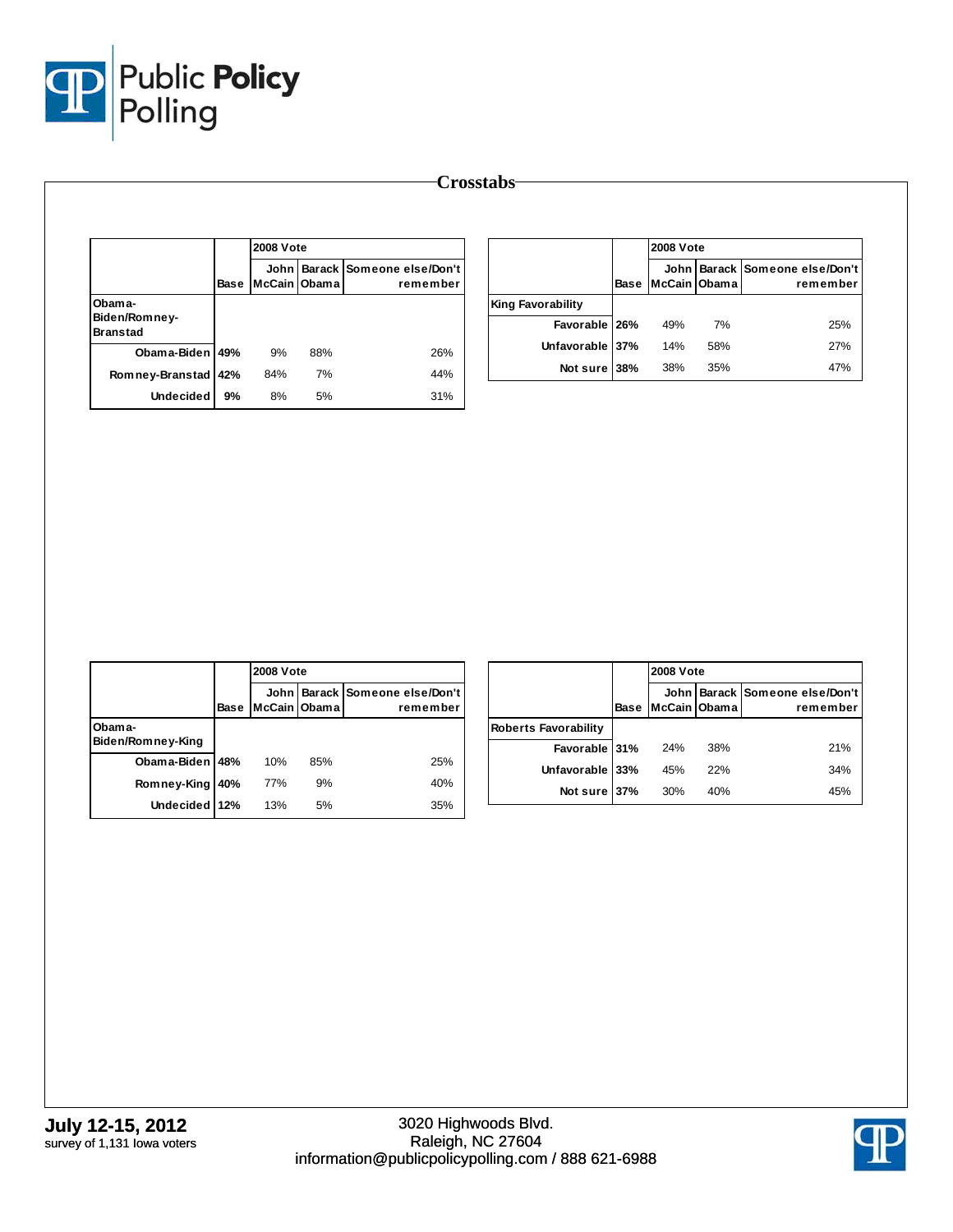# Crosstabs

| | Base | 2008 Vote | | |
|---|---|---|---|---|
| | | John McCain | Barack Obama | Someone else/Don't remember |
| **Obama-Biden/Romney-Branstad** | | | | |
| Obama-Biden | 49% | 9% | 88% | 26% |
| Romney-Branstad | 42% | 84% | 7% | 44% |
| Undecided | 9% | 8% | 5% | 31% |

| | Base | 2008 Vote | | |
|---|---|---|---|---|
| | | John McCain | Barack Obama | Someone else/Don't remember |
| **King Favorability** | | | | |
| Favorable | 26% | 49% | 7% | 25% |
| Unfavorable | 37% | 14% | 58% | 27% |
| Not sure | 38% | 38% | 35% | 47% |

| | Base | 2008 Vote | | |
|---|---|---|---|---|
| | | John McCain | Barack Obama | Someone else/Don't remember |
| **Obama-Biden/Romney-King** | | | | |
| Obama-Biden | 48% | 10% | 85% | 25% |
| Romney-King | 40% | 77% | 9% | 40% |
| Undecided | 12% | 13% | 5% | 35% |

| | Base | 2008 Vote | | |
|---|---|---|---|---|
| | | John McCain | Barack Obama | Someone else/Don't remember |
| **Roberts Favorability** | | | | |
| Favorable | 31% | 24% | 38% | 21% |
| Unfavorable | 33% | 45% | 22% | 34% |
| Not sure | 37% | 30% | 40% | 45% |

**July 12-15, 2012**
survey of 1,131 Iowa voters

3020 Highwoods Blvd.
Raleigh, NC 27604
information@publicpolicypolling.com / 888 621-6988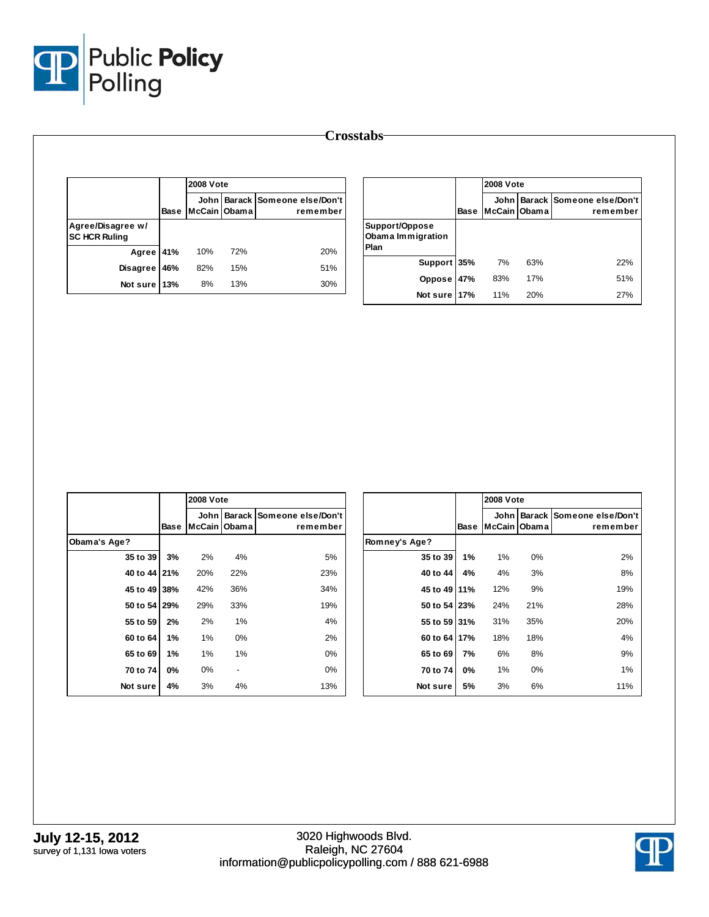## Crosstabs

| | Base | 2008 Vote John McCain | Barack Obama | Someone else/Don't remember |
|---|---|---|---|---|
| **Agree/Disagree w/ SC HCR Ruling** | | | | |
| Agree | 41% | 10% | 72% | 20% |
| Disagree | 46% | 82% | 15% | 51% |
| Not sure | 13% | 8% | 13% | 30% |

| | Base | 2008 Vote John McCain | Barack Obama | Someone else/Don't remember |
|---|---|---|---|---|
| **Support/Oppose Obama Immigration Plan** | | | | |
| Support | 35% | 7% | 63% | 22% |
| Oppose | 47% | 83% | 17% | 51% |
| Not sure | 17% | 11% | 20% | 27% |

| | Base | 2008 Vote John McCain | Barack Obama | Someone else/Don't remember |
|---|---|---|---|---|
| **Obama's Age?** | | | | |
| 35 to 39 | 3% | 2% | 4% | 5% |
| 40 to 44 | 21% | 20% | 22% | 23% |
| 45 to 49 | 38% | 42% | 36% | 34% |
| 50 to 54 | 29% | 29% | 33% | 19% |
| 55 to 59 | 2% | 2% | 1% | 4% |
| 60 to 64 | 1% | 1% | 0% | 2% |
| 65 to 69 | 1% | 1% | 1% | 0% |
| 70 to 74 | 0% | 0% | - | 0% |
| Not sure | 4% | 3% | 4% | 13% |

| | Base | 2008 Vote John McCain | Barack Obama | Someone else/Don't remember |
|---|---|---|---|---|
| **Romney's Age?** | | | | |
| 35 to 39 | 1% | 1% | 0% | 2% |
| 40 to 44 | 4% | 4% | 3% | 8% |
| 45 to 49 | 11% | 12% | 9% | 19% |
| 50 to 54 | 23% | 24% | 21% | 28% |
| 55 to 59 | 31% | 31% | 35% | 20% |
| 60 to 64 | 17% | 18% | 18% | 4% |
| 65 to 69 | 7% | 6% | 8% | 9% |
| 70 to 74 | 0% | 1% | 0% | 1% |
| Not sure | 5% | 3% | 6% | 11% |

**July 12-15, 2012**
survey of 1,131 Iowa voters

3020 Highwoods Blvd.
Raleigh, NC 27604
information@publicpolicypolling.com / 888 621-6988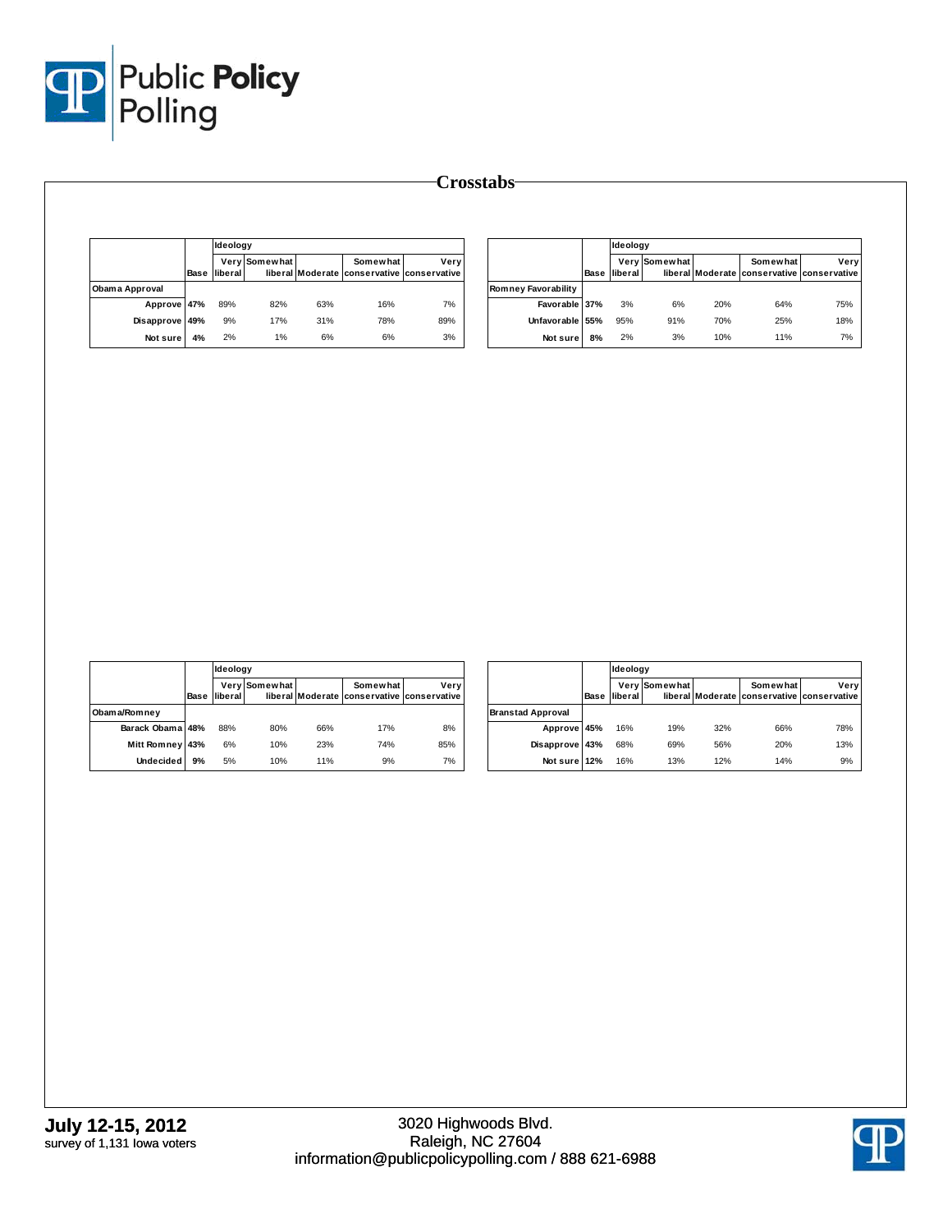# Crosstabs

| | Base | Ideology: Very liberal | Somewhat liberal | Moderate | Somewhat conservative | Very conservative |
|---|---|---|---|---|---|---|
| **Obama Approval** | | | | | | |
| Approve | 47% | 89% | 82% | 63% | 16% | 7% |
| Disapprove | 49% | 9% | 17% | 31% | 78% | 89% |
| Not sure | 4% | 2% | 1% | 6% | 6% | 3% |

| | Base | Ideology: Very liberal | Somewhat liberal | Moderate | Somewhat conservative | Very conservative |
|---|---|---|---|---|---|---|
| **Romney Favorability** | | | | | | |
| Favorable | 37% | 3% | 6% | 20% | 64% | 75% |
| Unfavorable | 55% | 95% | 91% | 70% | 25% | 18% |
| Not sure | 8% | 2% | 3% | 10% | 11% | 7% |

| | Base | Ideology: Very liberal | Somewhat liberal | Moderate | Somewhat conservative | Very conservative |
|---|---|---|---|---|---|---|
| **Obama/Romney** | | | | | | |
| Barack Obama | 48% | 88% | 80% | 66% | 17% | 8% |
| Mitt Romney | 43% | 6% | 10% | 23% | 74% | 85% |
| Undecided | 9% | 5% | 10% | 11% | 9% | 7% |

| | Base | Ideology: Very liberal | Somewhat liberal | Moderate | Somewhat conservative | Very conservative |
|---|---|---|---|---|---|---|
| **Branstad Approval** | | | | | | |
| Approve | 45% | 16% | 19% | 32% | 66% | 78% |
| Disapprove | 43% | 68% | 69% | 56% | 20% | 13% |
| Not sure | 12% | 16% | 13% | 12% | 14% | 9% |

**July 12-15, 2012**
survey of 1,131 Iowa voters

3020 Highwoods Blvd.
Raleigh, NC 27604
information@publicpolicypolling.com / 888 621-6988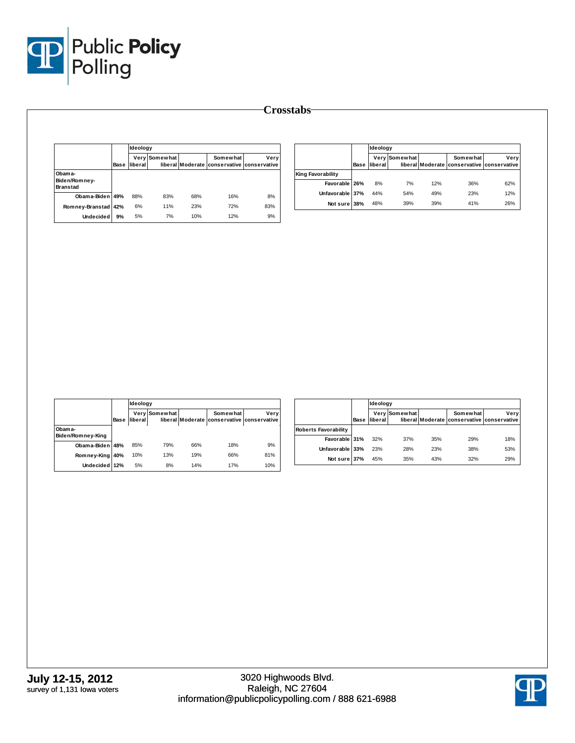# Crosstabs

| | Base | Ideology Very liberal | Somewhat liberal | Moderate | Somewhat conservative | Very conservative |
|---|---|---|---|---|---|---|
| **Obama-Biden/Romney-Branstad** | | | | | | |
| Obama-Biden | 49% | 88% | 83% | 68% | 16% | 8% |
| Romney-Branstad | 42% | 6% | 11% | 23% | 72% | 83% |
| Undecided | 9% | 5% | 7% | 10% | 12% | 9% |

| | Base | Ideology Very liberal | Somewhat liberal | Moderate | Somewhat conservative | Very conservative |
|---|---|---|---|---|---|---|
| **King Favorability** | | | | | | |
| Favorable | 26% | 8% | 7% | 12% | 36% | 62% |
| Unfavorable | 37% | 44% | 54% | 49% | 23% | 12% |
| Not sure | 38% | 48% | 39% | 39% | 41% | 26% |

| | Base | Ideology Very liberal | Somewhat liberal | Moderate | Somewhat conservative | Very conservative |
|---|---|---|---|---|---|---|
| **Obama-Biden/Romney-King** | | | | | | |
| Obama-Biden | 48% | 85% | 79% | 66% | 18% | 9% |
| Romney-King | 40% | 10% | 13% | 19% | 66% | 81% |
| Undecided | 12% | 5% | 8% | 14% | 17% | 10% |

| | Base | Ideology Very liberal | Somewhat liberal | Moderate | Somewhat conservative | Very conservative |
|---|---|---|---|---|---|---|
| **Roberts Favorability** | | | | | | |
| Favorable | 31% | 32% | 37% | 35% | 29% | 18% |
| Unfavorable | 33% | 23% | 28% | 23% | 38% | 53% |
| Not sure | 37% | 45% | 35% | 43% | 32% | 29% |

**July 12-15, 2012**
survey of 1,131 Iowa voters

3020 Highwoods Blvd.
Raleigh, NC 27604
information@publicpolicypolling.com / 888 621-6988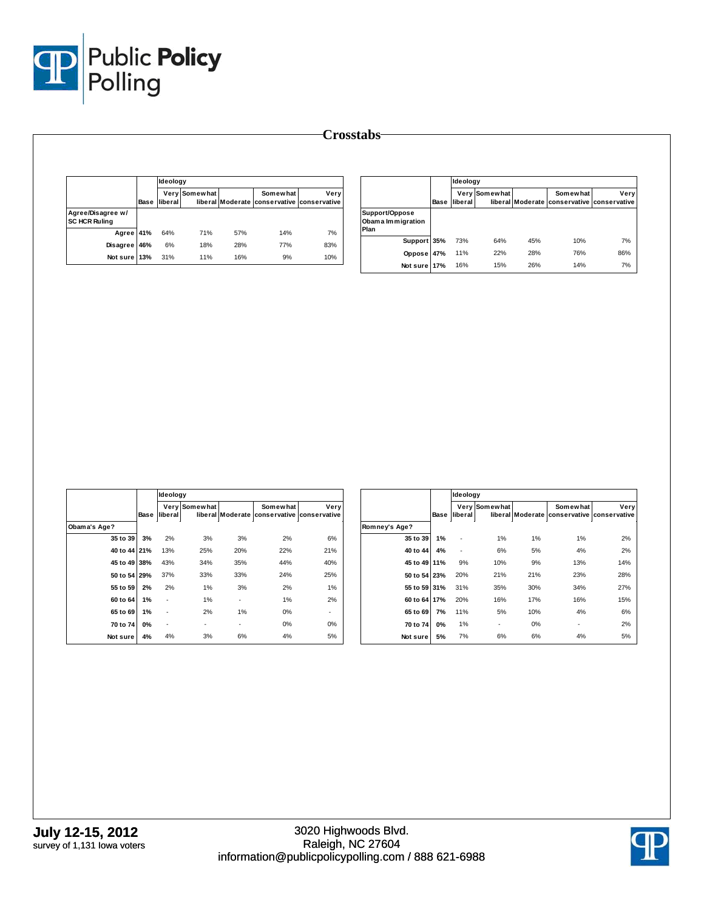# Crosstabs

| | Base | Ideology Very liberal | Somewhat liberal | Moderate | Somewhat conservative | Very conservative |
|---|---|---|---|---|---|---|
| **Agree/Disagree w/ SC HCR Ruling** | | | | | | |
| Agree | 41% | 64% | 71% | 57% | 14% | 7% |
| Disagree | 46% | 6% | 18% | 28% | 77% | 83% |
| Not sure | 13% | 31% | 11% | 16% | 9% | 10% |

| | Base | Ideology Very liberal | Somewhat liberal | Moderate | Somewhat conservative | Very conservative |
|---|---|---|---|---|---|---|
| **Support/Oppose Obama Immigration Plan** | | | | | | |
| Support | 35% | 73% | 64% | 45% | 10% | 7% |
| Oppose | 47% | 11% | 22% | 28% | 76% | 86% |
| Not sure | 17% | 16% | 15% | 26% | 14% | 7% |

| | Base | Ideology Very liberal | Somewhat liberal | Moderate | Somewhat conservative | Very conservative |
|---|---|---|---|---|---|---|
| **Obama's Age?** | | | | | | |
| 35 to 39 | 3% | 2% | 3% | 3% | 2% | 6% |
| 40 to 44 | 21% | 13% | 25% | 20% | 22% | 21% |
| 45 to 49 | 38% | 43% | 34% | 35% | 44% | 40% |
| 50 to 54 | 29% | 37% | 33% | 33% | 24% | 25% |
| 55 to 59 | 2% | 2% | 1% | 3% | 2% | 1% |
| 60 to 64 | 1% | - | 1% | - | 1% | 2% |
| 65 to 69 | 1% | - | 2% | 1% | 0% | - |
| 70 to 74 | 0% | - | - | - | 0% | 0% |
| Not sure | 4% | 4% | 3% | 6% | 4% | 5% |

| | Base | Ideology Very liberal | Somewhat liberal | Moderate | Somewhat conservative | Very conservative |
|---|---|---|---|---|---|---|
| **Romney's Age?** | | | | | | |
| 35 to 39 | 1% | - | 1% | 1% | 1% | 2% |
| 40 to 44 | 4% | - | 6% | 5% | 4% | 2% |
| 45 to 49 | 11% | 9% | 10% | 9% | 13% | 14% |
| 50 to 54 | 23% | 20% | 21% | 21% | 23% | 28% |
| 55 to 59 | 31% | 31% | 35% | 30% | 34% | 27% |
| 60 to 64 | 17% | 20% | 16% | 17% | 16% | 15% |
| 65 to 69 | 7% | 11% | 5% | 10% | 4% | 6% |
| 70 to 74 | 0% | 1% | - | 0% | - | 2% |
| Not sure | 5% | 7% | 6% | 6% | 4% | 5% |

**July 12-15, 2012**
survey of 1,131 Iowa voters

3020 Highwoods Blvd.
Raleigh, NC 27604
information@publicpolicypolling.com / 888 621-6988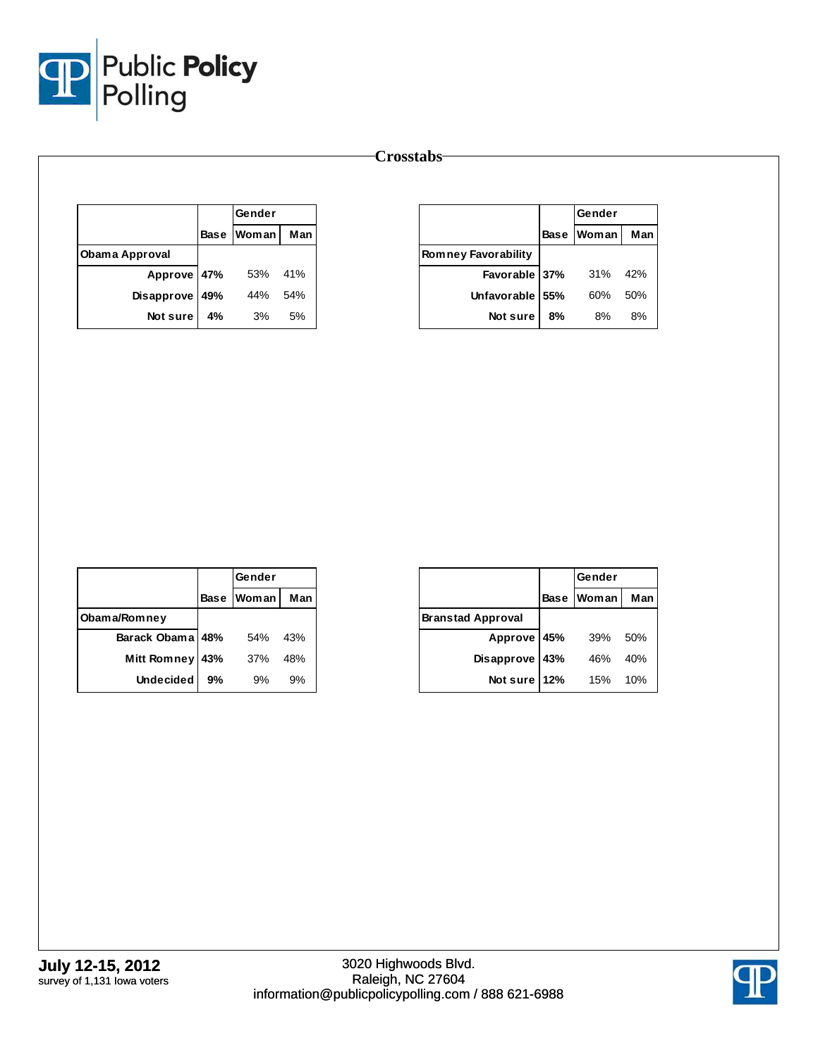## Crosstabs

| | | Gender | |
|---|---|---|---|
| | Base | Woman | Man |
| **Obama Approval** | | | |
| Approve | **47%** | 53% | 41% |
| Disapprove | **49%** | 44% | 54% |
| Not sure | **4%** | 3% | 5% |

| | | Gender | |
|---|---|---|---|
| | Base | Woman | Man |
| **Romney Favorability** | | | |
| Favorable | **37%** | 31% | 42% |
| Unfavorable | **55%** | 60% | 50% |
| Not sure | **8%** | 8% | 8% |

| | | Gender | |
|---|---|---|---|
| | Base | Woman | Man |
| **Obama/Romney** | | | |
| Barack Obama | **48%** | 54% | 43% |
| Mitt Romney | **43%** | 37% | 48% |
| Undecided | **9%** | 9% | 9% |

| | | Gender | |
|---|---|---|---|
| | Base | Woman | Man |
| **Branstad Approval** | | | |
| Approve | **45%** | 39% | 50% |
| Disapprove | **43%** | 46% | 40% |
| Not sure | **12%** | 15% | 10% |

**July 12-15, 2012**
survey of 1,131 Iowa voters

3020 Highwoods Blvd.
Raleigh, NC 27604
information@publicpolicypolling.com / 888 621-6988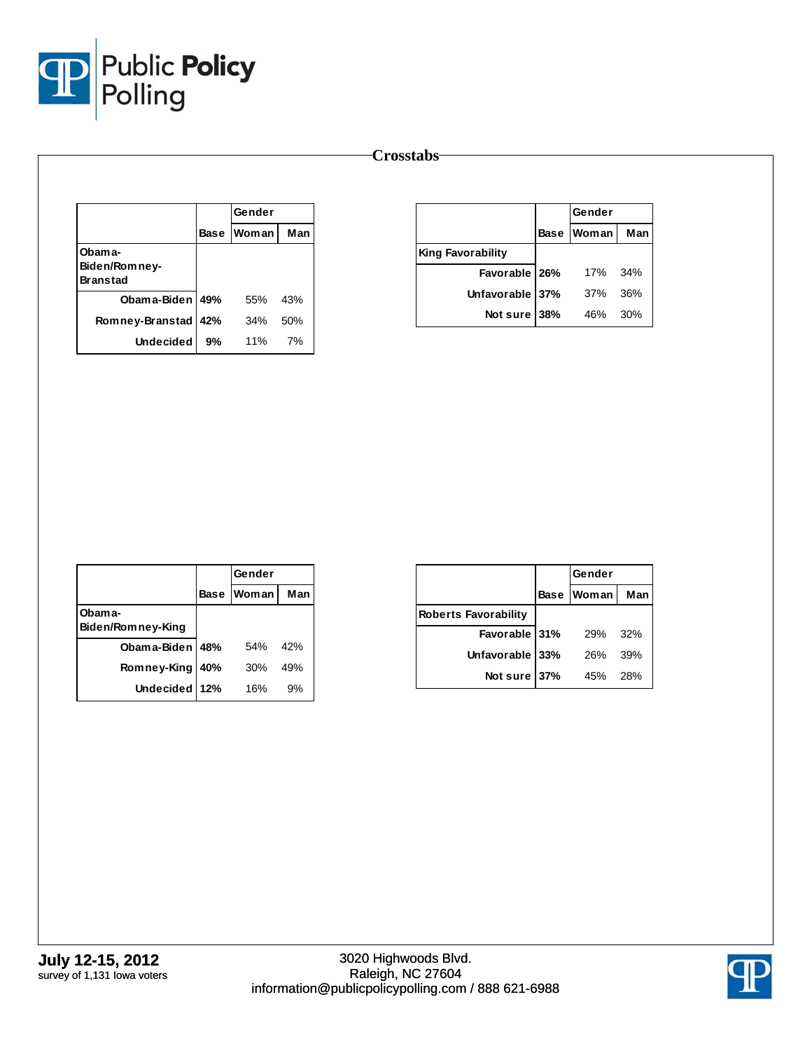# Crosstabs

| | Base | Gender | |
|---|---|---|---|
| | | Woman | Man |
| **Obama-Biden/Romney-Branstad** | | | |
| Obama-Biden | **49%** | 55% | 43% |
| Romney-Branstad | **42%** | 34% | 50% |
| Undecided | **9%** | 11% | 7% |

| | Base | Gender | |
|---|---|---|---|
| | | Woman | Man |
| **King Favorability** | | | |
| Favorable | **26%** | 17% | 34% |
| Unfavorable | **37%** | 37% | 36% |
| Not sure | **38%** | 46% | 30% |

| | Base | Gender | |
|---|---|---|---|
| | | Woman | Man |
| **Obama-Biden/Romney-King** | | | |
| Obama-Biden | **48%** | 54% | 42% |
| Romney-King | **40%** | 30% | 49% |
| Undecided | **12%** | 16% | 9% |

| | Base | Gender | |
|---|---|---|---|
| | | Woman | Man |
| **Roberts Favorability** | | | |
| Favorable | **31%** | 29% | 32% |
| Unfavorable | **33%** | 26% | 39% |
| Not sure | **37%** | 45% | 28% |

**July 12-15, 2012**
survey of 1,131 Iowa voters

3020 Highwoods Blvd.
Raleigh, NC 27604
information@publicpolicypolling.com / 888 621-6988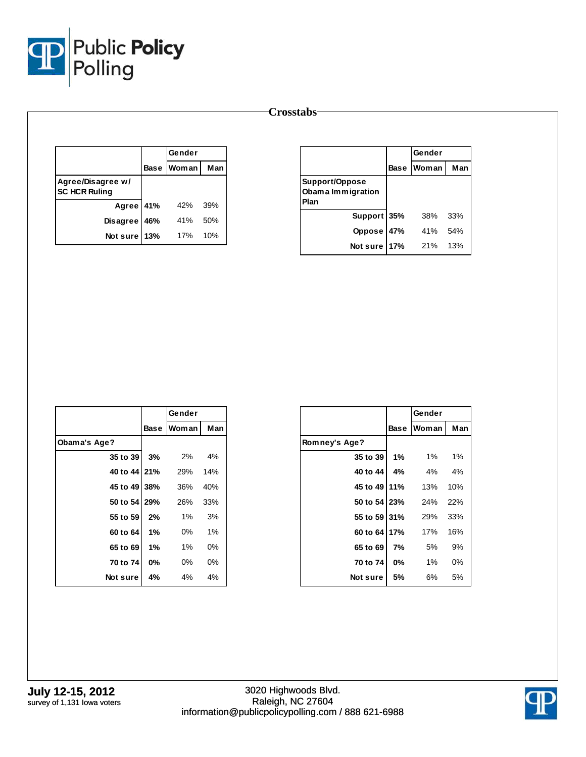# Crosstabs

| | Base | Gender | |
|---|---|---|---|
| | | Woman | Man |
| **Agree/Disagree w/ SC HCR Ruling** | | | |
| Agree | 41% | 42% | 39% |
| Disagree | 46% | 41% | 50% |
| Not sure | 13% | 17% | 10% |

| | Base | Gender | |
|---|---|---|---|
| | | Woman | Man |
| **Support/Oppose Obama Immigration Plan** | | | |
| Support | 35% | 38% | 33% |
| Oppose | 47% | 41% | 54% |
| Not sure | 17% | 21% | 13% |

| | Base | Gender | |
|---|---|---|---|
| | | Woman | Man |
| **Obama's Age?** | | | |
| 35 to 39 | 3% | 2% | 4% |
| 40 to 44 | 21% | 29% | 14% |
| 45 to 49 | 38% | 36% | 40% |
| 50 to 54 | 29% | 26% | 33% |
| 55 to 59 | 2% | 1% | 3% |
| 60 to 64 | 1% | 0% | 1% |
| 65 to 69 | 1% | 1% | 0% |
| 70 to 74 | 0% | 0% | 0% |
| Not sure | 4% | 4% | 4% |

| | Base | Gender | |
|---|---|---|---|
| | | Woman | Man |
| **Romney's Age?** | | | |
| 35 to 39 | 1% | 1% | 1% |
| 40 to 44 | 4% | 4% | 4% |
| 45 to 49 | 11% | 13% | 10% |
| 50 to 54 | 23% | 24% | 22% |
| 55 to 59 | 31% | 29% | 33% |
| 60 to 64 | 17% | 17% | 16% |
| 65 to 69 | 7% | 5% | 9% |
| 70 to 74 | 0% | 1% | 0% |
| Not sure | 5% | 6% | 5% |

**July 12-15, 2012**
survey of 1,131 Iowa voters

3020 Highwoods Blvd.
Raleigh, NC 27604
information@publicpolicypolling.com / 888 621-6988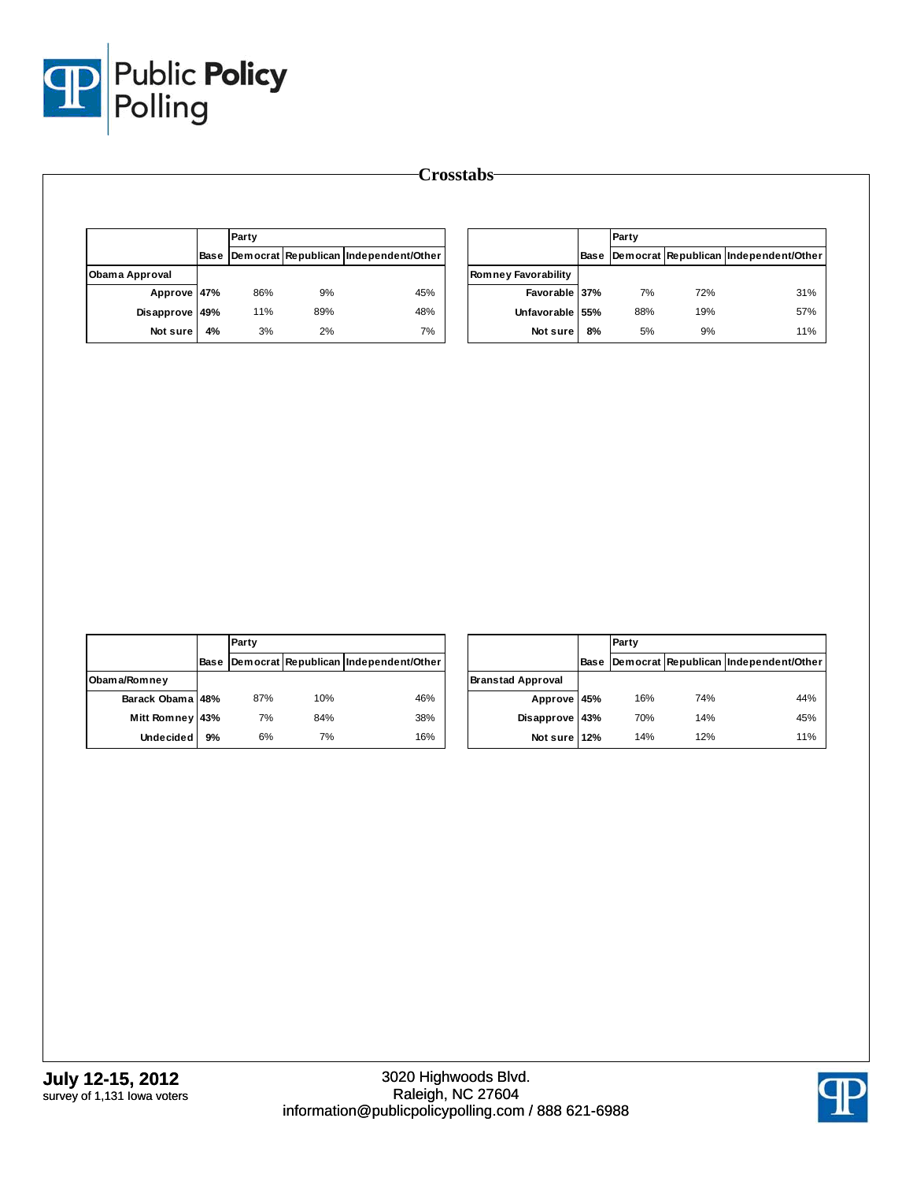# Crosstabs

| | Base | Party | | |
|---|---|---|---|---|
| | | Democrat | Republican | Independent/Other |
| **Obama Approval** | | | | |
| Approve | 47% | 86% | 9% | 45% |
| Disapprove | 49% | 11% | 89% | 48% |
| Not sure | 4% | 3% | 2% | 7% |

| | Base | Party | | |
|---|---|---|---|---|
| | | Democrat | Republican | Independent/Other |
| **Romney Favorability** | | | | |
| Favorable | 37% | 7% | 72% | 31% |
| Unfavorable | 55% | 88% | 19% | 57% |
| Not sure | 8% | 5% | 9% | 11% |

| | Base | Party | | |
|---|---|---|---|---|
| | | Democrat | Republican | Independent/Other |
| **Obama/Romney** | | | | |
| Barack Obama | 48% | 87% | 10% | 46% |
| Mitt Romney | 43% | 7% | 84% | 38% |
| Undecided | 9% | 6% | 7% | 16% |

| | Base | Party | | |
|---|---|---|---|---|
| | | Democrat | Republican | Independent/Other |
| **Branstad Approval** | | | | |
| Approve | 45% | 16% | 74% | 44% |
| Disapprove | 43% | 70% | 14% | 45% |
| Not sure | 12% | 14% | 12% | 11% |

**July 12-15, 2012**
survey of 1,131 Iowa voters

3020 Highwoods Blvd.
Raleigh, NC 27604
information@publicpolicypolling.com / 888 621-6988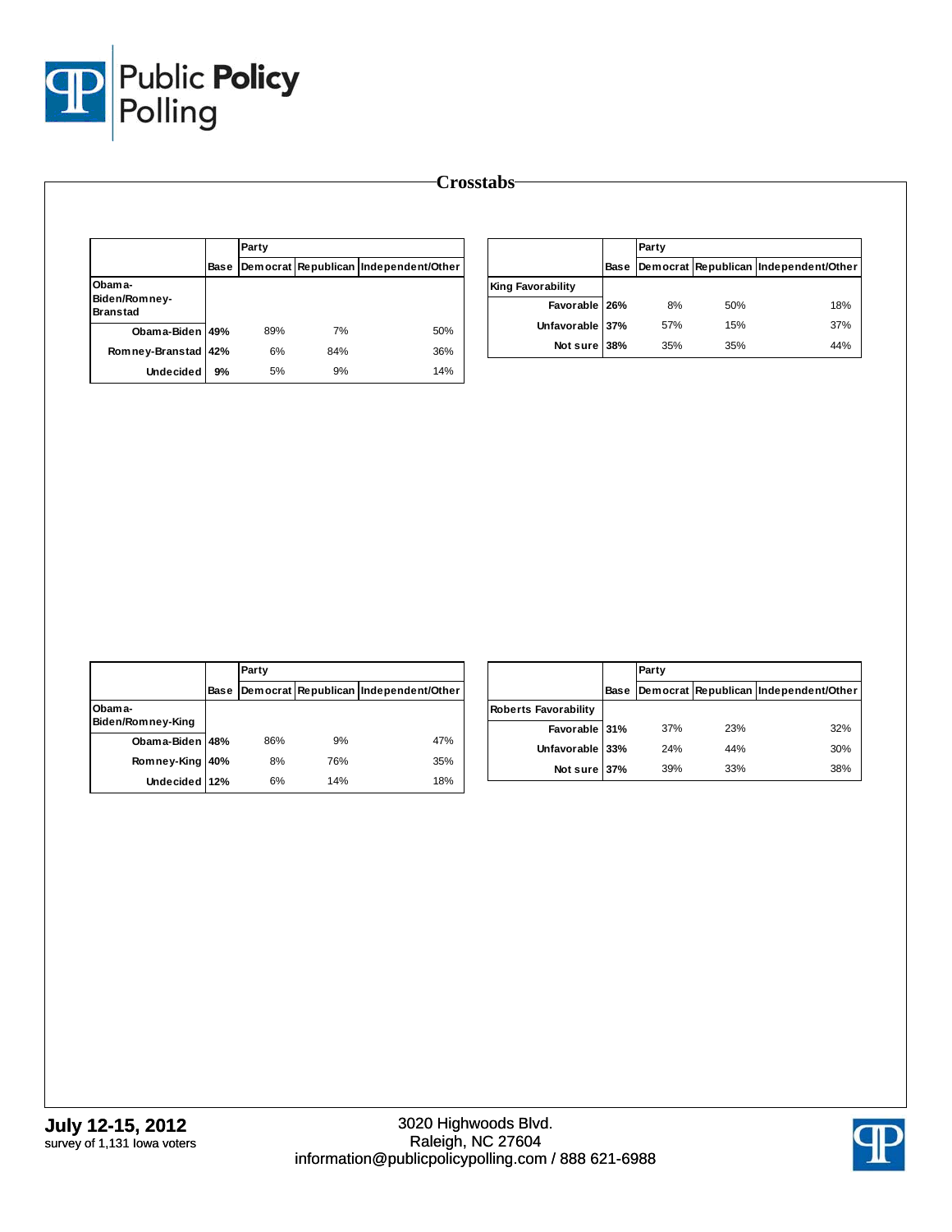# Crosstabs

| Obama-Biden/Romney-Branstad | Base | Party: Democrat | Republican | Independent/Other |
|---|---|---|---|---|
| Obama-Biden | 49% | 89% | 7% | 50% |
| Romney-Branstad | 42% | 6% | 84% | 36% |
| Undecided | 9% | 5% | 9% | 14% |

| King Favorability | Base | Party: Democrat | Republican | Independent/Other |
|---|---|---|---|---|
| Favorable | 26% | 8% | 50% | 18% |
| Unfavorable | 37% | 57% | 15% | 37% |
| Not sure | 38% | 35% | 35% | 44% |

| Obama-Biden/Romney-King | Base | Party: Democrat | Republican | Independent/Other |
|---|---|---|---|---|
| Obama-Biden | 48% | 86% | 9% | 47% |
| Romney-King | 40% | 8% | 76% | 35% |
| Undecided | 12% | 6% | 14% | 18% |

| Roberts Favorability | Base | Party: Democrat | Republican | Independent/Other |
|---|---|---|---|---|
| Favorable | 31% | 37% | 23% | 32% |
| Unfavorable | 33% | 24% | 44% | 30% |
| Not sure | 37% | 39% | 33% | 38% |

**July 12-15, 2012**
survey of 1,131 Iowa voters

3020 Highwoods Blvd.
Raleigh, NC 27604
information@publicpolicypolling.com / 888 621-6988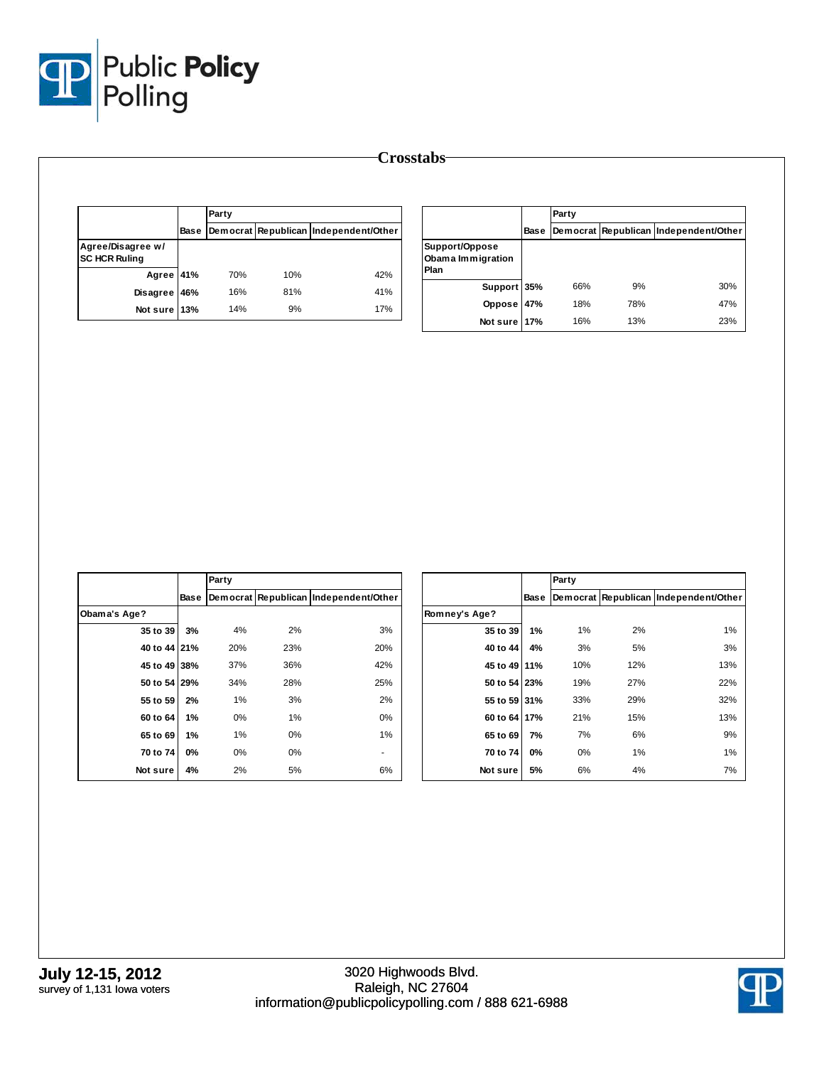## Crosstabs

| | Base | Party | | |
|---|---|---|---|---|
| | | Democrat | Republican | Independent/Other |
| **Agree/Disagree w/ SC HCR Ruling** | | | | |
| Agree | 41% | 70% | 10% | 42% |
| Disagree | 46% | 16% | 81% | 41% |
| Not sure | 13% | 14% | 9% | 17% |

| | Base | Party | | |
|---|---|---|---|---|
| | | Democrat | Republican | Independent/Other |
| **Support/Oppose Obama Immigration Plan** | | | | |
| Support | 35% | 66% | 9% | 30% |
| Oppose | 47% | 18% | 78% | 47% |
| Not sure | 17% | 16% | 13% | 23% |

| | Base | Party | | |
|---|---|---|---|---|
| | | Democrat | Republican | Independent/Other |
| **Obama's Age?** | | | | |
| 35 to 39 | 3% | 4% | 2% | 3% |
| 40 to 44 | 21% | 20% | 23% | 20% |
| 45 to 49 | 38% | 37% | 36% | 42% |
| 50 to 54 | 29% | 34% | 28% | 25% |
| 55 to 59 | 2% | 1% | 3% | 2% |
| 60 to 64 | 1% | 0% | 1% | 0% |
| 65 to 69 | 1% | 1% | 0% | 1% |
| 70 to 74 | 0% | 0% | 0% | - |
| Not sure | 4% | 2% | 5% | 6% |

| | Base | Party | | |
|---|---|---|---|---|
| | | Democrat | Republican | Independent/Other |
| **Romney's Age?** | | | | |
| 35 to 39 | 1% | 1% | 2% | 1% |
| 40 to 44 | 4% | 3% | 5% | 3% |
| 45 to 49 | 11% | 10% | 12% | 13% |
| 50 to 54 | 23% | 19% | 27% | 22% |
| 55 to 59 | 31% | 33% | 29% | 32% |
| 60 to 64 | 17% | 21% | 15% | 13% |
| 65 to 69 | 7% | 7% | 6% | 9% |
| 70 to 74 | 0% | 0% | 1% | 1% |
| Not sure | 5% | 6% | 4% | 7% |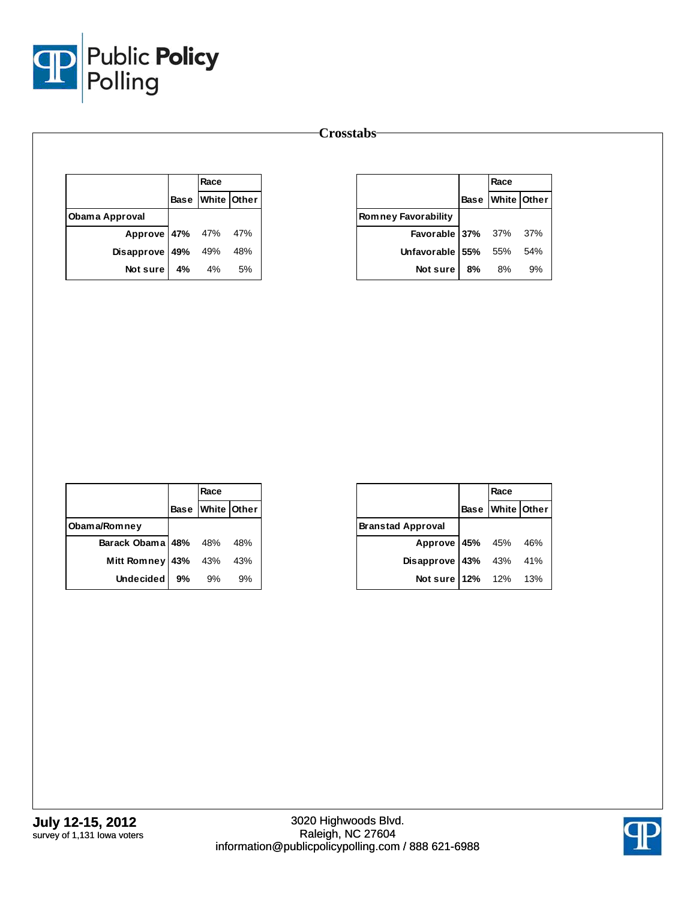## Crosstabs

| | Base | Race | |
|---|---|---|---|
| | | White | Other |
| **Obama Approval** | | | |
| Approve | **47%** | 47% | 47% |
| Disapprove | **49%** | 49% | 48% |
| Not sure | **4%** | 4% | 5% |

| | Base | Race | |
|---|---|---|---|
| | | White | Other |
| **Romney Favorability** | | | |
| Favorable | **37%** | 37% | 37% |
| Unfavorable | **55%** | 55% | 54% |
| Not sure | **8%** | 8% | 9% |

| | Base | Race | |
|---|---|---|---|
| | | White | Other |
| **Obama/Romney** | | | |
| Barack Obama | **48%** | 48% | 48% |
| Mitt Romney | **43%** | 43% | 43% |
| Undecided | **9%** | 9% | 9% |

| | Base | Race | |
|---|---|---|---|
| | | White | Other |
| **Branstad Approval** | | | |
| Approve | **45%** | 45% | 46% |
| Disapprove | **43%** | 43% | 41% |
| Not sure | **12%** | 12% | 13% |

**July 12-15, 2012**
survey of 1,131 Iowa voters

3020 Highwoods Blvd.
Raleigh, NC 27604
information@publicpolicypolling.com / 888 621-6988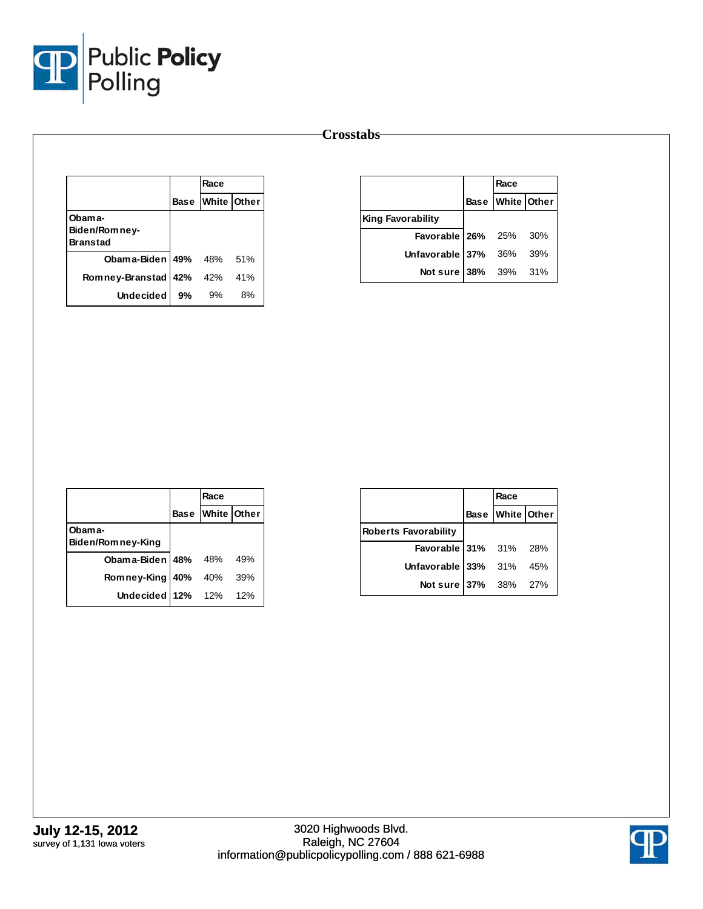# Crosstabs

| | Base | Race | |
|---|---|---|---|
| | | White | Other |
| **Obama-Biden/Romney-Branstad** | | | |
| Obama-Biden | **49%** | 48% | 51% |
| Romney-Branstad | **42%** | 42% | 41% |
| Undecided | **9%** | 9% | 8% |

| | Base | Race | |
|---|---|---|---|
| | | White | Other |
| **King Favorability** | | | |
| Favorable | **26%** | 25% | 30% |
| Unfavorable | **37%** | 36% | 39% |
| Not sure | **38%** | 39% | 31% |

| | Base | Race | |
|---|---|---|---|
| | | White | Other |
| **Obama-Biden/Romney-King** | | | |
| Obama-Biden | **48%** | 48% | 49% |
| Romney-King | **40%** | 40% | 39% |
| Undecided | **12%** | 12% | 12% |

| | Base | Race | |
|---|---|---|---|
| | | White | Other |
| **Roberts Favorability** | | | |
| Favorable | **31%** | 31% | 28% |
| Unfavorable | **33%** | 31% | 45% |
| Not sure | **37%** | 38% | 27% |

**July 12-15, 2012**
survey of 1,131 Iowa voters

3020 Highwoods Blvd.
Raleigh, NC 27604
information@publicpolicypolling.com / 888 621-6988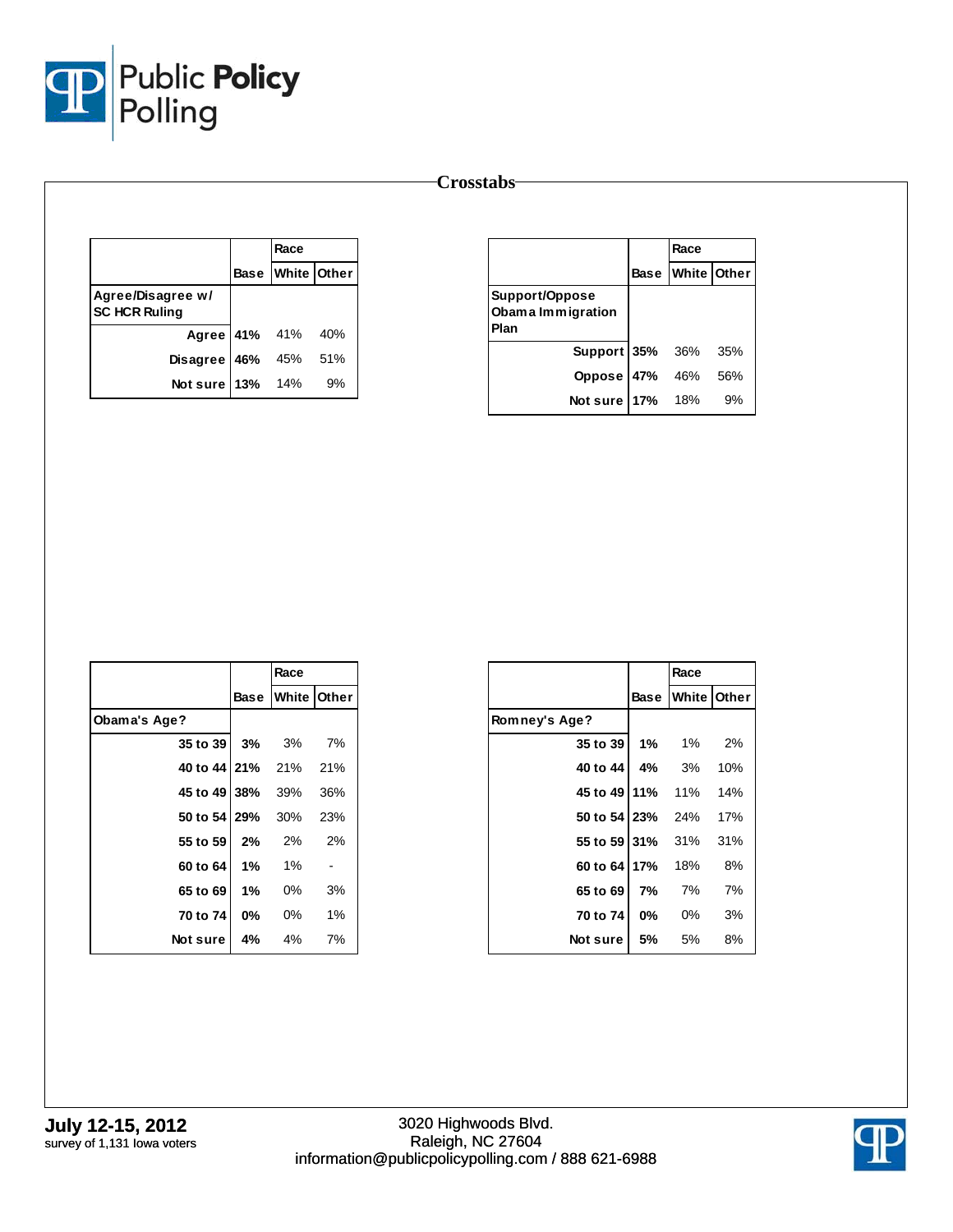# Crosstabs

| | Race | | |
|---|---|---|---|
| | Base | White | Other |
| **Agree/Disagree w/ SC HCR Ruling** | | | |
| Agree | 41% | 41% | 40% |
| Disagree | 46% | 45% | 51% |
| Not sure | 13% | 14% | 9% |

| | Race | | |
|---|---|---|---|
| | Base | White | Other |
| **Support/Oppose Obama Immigration Plan** | | | |
| Support | 35% | 36% | 35% |
| Oppose | 47% | 46% | 56% |
| Not sure | 17% | 18% | 9% |

| | Race | | |
|---|---|---|---|
| | Base | White | Other |
| **Obama's Age?** | | | |
| 35 to 39 | 3% | 3% | 7% |
| 40 to 44 | 21% | 21% | 21% |
| 45 to 49 | 38% | 39% | 36% |
| 50 to 54 | 29% | 30% | 23% |
| 55 to 59 | 2% | 2% | 2% |
| 60 to 64 | 1% | 1% | - |
| 65 to 69 | 1% | 0% | 3% |
| 70 to 74 | 0% | 0% | 1% |
| Not sure | 4% | 4% | 7% |

| | Race | | |
|---|---|---|---|
| | Base | White | Other |
| **Romney's Age?** | | | |
| 35 to 39 | 1% | 1% | 2% |
| 40 to 44 | 4% | 3% | 10% |
| 45 to 49 | 11% | 11% | 14% |
| 50 to 54 | 23% | 24% | 17% |
| 55 to 59 | 31% | 31% | 31% |
| 60 to 64 | 17% | 18% | 8% |
| 65 to 69 | 7% | 7% | 7% |
| 70 to 74 | 0% | 0% | 3% |
| Not sure | 5% | 5% | 8% |

**July 12-15, 2012**
survey of 1,131 Iowa voters

3020 Highwoods Blvd.
Raleigh, NC 27604
information@publicpolicypolling.com / 888 621-6988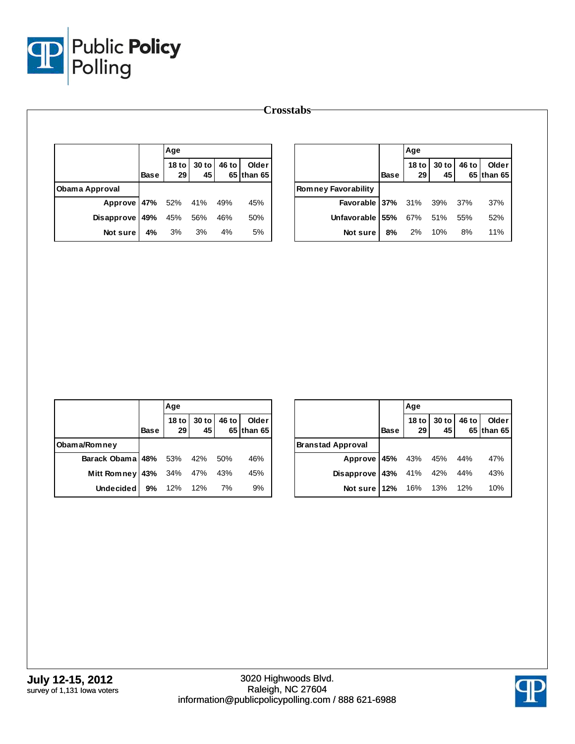# Crosstabs

| | Base | Age | | | |
|---|---|---|---|---|---|
| | | 18 to 29 | 30 to 45 | 46 to 65 | Older than 65 |
| **Obama Approval** | | | | | |
| Approve | **47%** | 52% | 41% | 49% | 45% |
| Disapprove | **49%** | 45% | 56% | 46% | 50% |
| Not sure | **4%** | 3% | 3% | 4% | 5% |

| | Base | Age | | | |
|---|---|---|---|---|---|
| | | 18 to 29 | 30 to 45 | 46 to 65 | Older than 65 |
| **Romney Favorability** | | | | | |
| Favorable | **37%** | 31% | 39% | 37% | 37% |
| Unfavorable | **55%** | 67% | 51% | 55% | 52% |
| Not sure | **8%** | 2% | 10% | 8% | 11% |

| | Base | Age | | | |
|---|---|---|---|---|---|
| | | 18 to 29 | 30 to 45 | 46 to 65 | Older than 65 |
| **Obama/Romney** | | | | | |
| Barack Obama | **48%** | 53% | 42% | 50% | 46% |
| Mitt Romney | **43%** | 34% | 47% | 43% | 45% |
| Undecided | **9%** | 12% | 12% | 7% | 9% |

| | Base | Age | | | |
|---|---|---|---|---|---|
| | | 18 to 29 | 30 to 45 | 46 to 65 | Older than 65 |
| **Branstad Approval** | | | | | |
| Approve | **45%** | 43% | 45% | 44% | 47% |
| Disapprove | **43%** | 41% | 42% | 44% | 43% |
| Not sure | **12%** | 16% | 13% | 12% | 10% |

**July 12-15, 2012**
survey of 1,131 Iowa voters

3020 Highwoods Blvd.
Raleigh, NC 27604
information@publicpolicypolling.com / 888 621-6988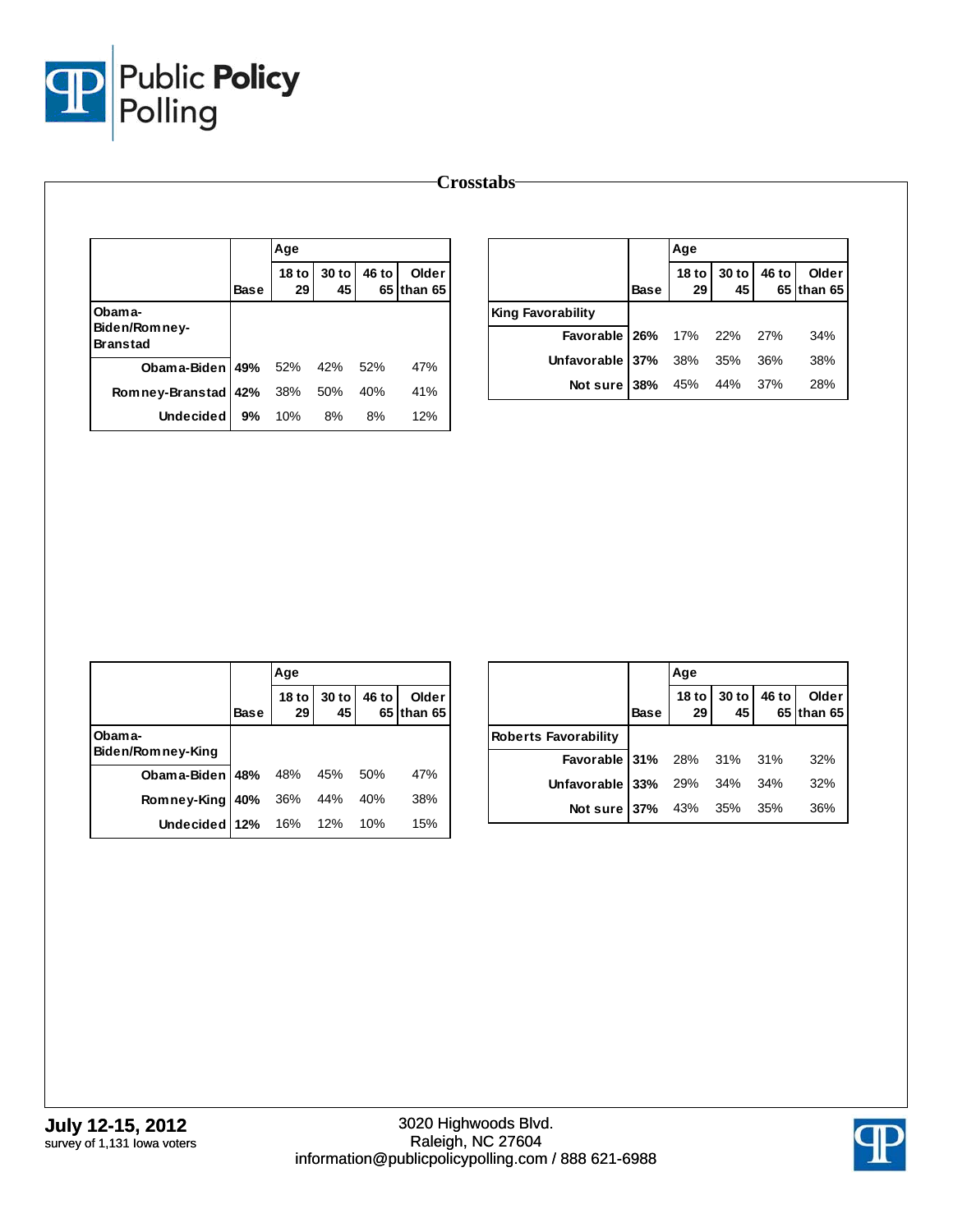## Crosstabs

| | Base | Age 18 to 29 | 30 to 45 | 46 to 65 | Older than 65 |
|---|---|---|---|---|---|
| **Obama-Biden/Romney-Branstad** | | | | | |
| Obama-Biden | 49% | 52% | 42% | 52% | 47% |
| Romney-Branstad | 42% | 38% | 50% | 40% | 41% |
| Undecided | 9% | 10% | 8% | 8% | 12% |

| | Base | Age 18 to 29 | 30 to 45 | 46 to 65 | Older than 65 |
|---|---|---|---|---|---|
| **King Favorability** | | | | | |
| Favorable | 26% | 17% | 22% | 27% | 34% |
| Unfavorable | 37% | 38% | 35% | 36% | 38% |
| Not sure | 38% | 45% | 44% | 37% | 28% |

| | Base | Age 18 to 29 | 30 to 45 | 46 to 65 | Older than 65 |
|---|---|---|---|---|---|
| **Obama-Biden/Romney-King** | | | | | |
| Obama-Biden | 48% | 48% | 45% | 50% | 47% |
| Romney-King | 40% | 36% | 44% | 40% | 38% |
| Undecided | 12% | 16% | 12% | 10% | 15% |

| | Base | Age 18 to 29 | 30 to 45 | 46 to 65 | Older than 65 |
|---|---|---|---|---|---|
| **Roberts Favorability** | | | | | |
| Favorable | 31% | 28% | 31% | 31% | 32% |
| Unfavorable | 33% | 29% | 34% | 34% | 32% |
| Not sure | 37% | 43% | 35% | 35% | 36% |

**July 12-15, 2012**
survey of 1,131 Iowa voters

3020 Highwoods Blvd.
Raleigh, NC 27604
information@publicpolicypolling.com / 888 621-6988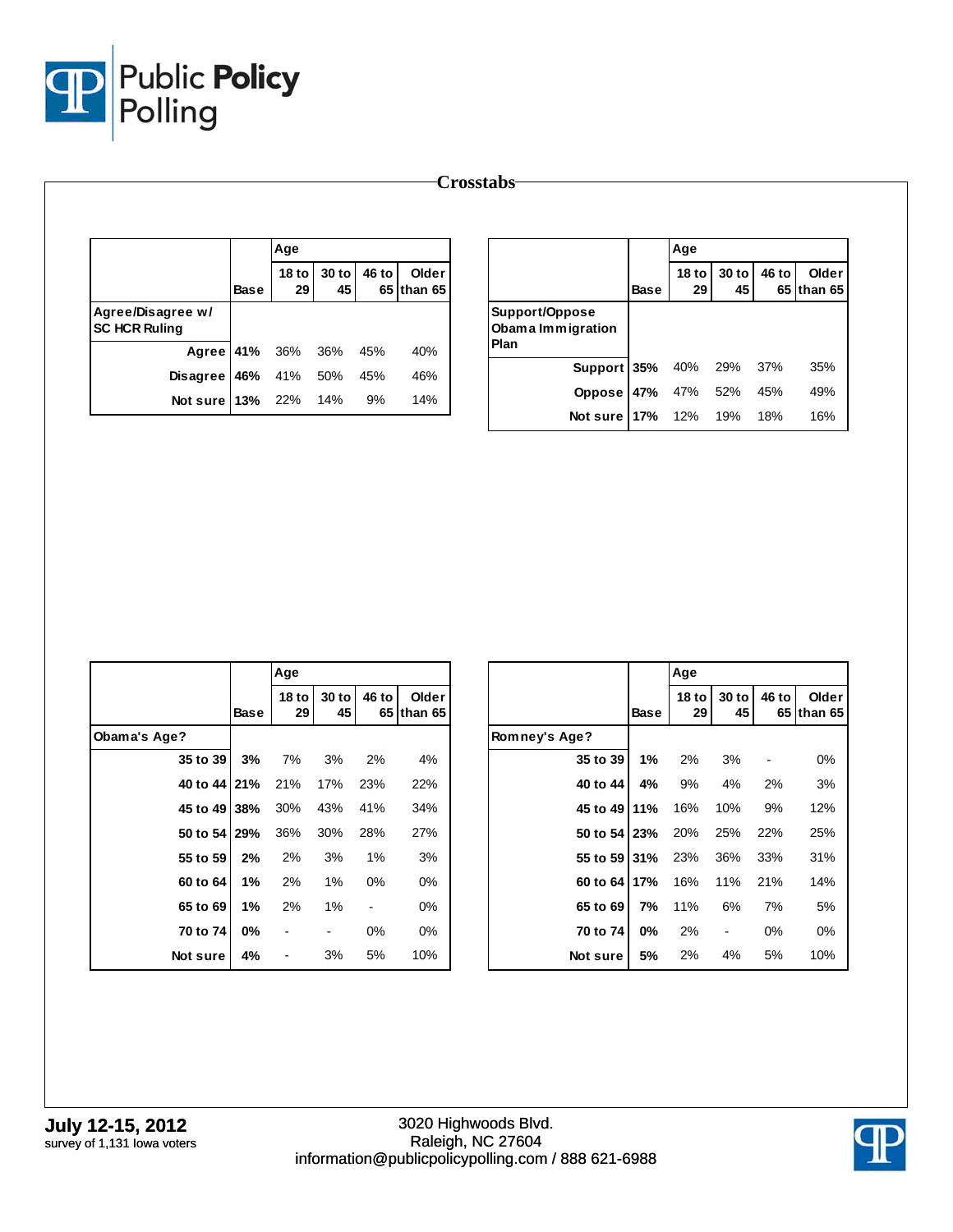## Crosstabs

| | Base | Age: 18 to 29 | 30 to 45 | 46 to 65 | Older than 65 |
|---|---|---|---|---|---|
| **Agree/Disagree w/ SC HCR Ruling** | | | | | |
| Agree | **41%** | 36% | 36% | 45% | 40% |
| Disagree | **46%** | 41% | 50% | 45% | 46% |
| Not sure | **13%** | 22% | 14% | 9% | 14% |

| | Base | Age: 18 to 29 | 30 to 45 | 46 to 65 | Older than 65 |
|---|---|---|---|---|---|
| **Support/Oppose Obama Immigration Plan** | | | | | |
| Support | **35%** | 40% | 29% | 37% | 35% |
| Oppose | **47%** | 47% | 52% | 45% | 49% |
| Not sure | **17%** | 12% | 19% | 18% | 16% |

| | Base | Age: 18 to 29 | 30 to 45 | 46 to 65 | Older than 65 |
|---|---|---|---|---|---|
| **Obama's Age?** | | | | | |
| 35 to 39 | **3%** | 7% | 3% | 2% | 4% |
| 40 to 44 | **21%** | 21% | 17% | 23% | 22% |
| 45 to 49 | **38%** | 30% | 43% | 41% | 34% |
| 50 to 54 | **29%** | 36% | 30% | 28% | 27% |
| 55 to 59 | **2%** | 2% | 3% | 1% | 3% |
| 60 to 64 | **1%** | 2% | 1% | 0% | 0% |
| 65 to 69 | **1%** | 2% | 1% | - | 0% |
| 70 to 74 | **0%** | - | - | 0% | 0% |
| Not sure | **4%** | - | 3% | 5% | 10% |

| | Base | Age: 18 to 29 | 30 to 45 | 46 to 65 | Older than 65 |
|---|---|---|---|---|---|
| **Romney's Age?** | | | | | |
| 35 to 39 | **1%** | 2% | 3% | - | 0% |
| 40 to 44 | **4%** | 9% | 4% | 2% | 3% |
| 45 to 49 | **11%** | 16% | 10% | 9% | 12% |
| 50 to 54 | **23%** | 20% | 25% | 22% | 25% |
| 55 to 59 | **31%** | 23% | 36% | 33% | 31% |
| 60 to 64 | **17%** | 16% | 11% | 21% | 14% |
| 65 to 69 | **7%** | 11% | 6% | 7% | 5% |
| 70 to 74 | **0%** | 2% | - | 0% | 0% |
| Not sure | **5%** | 2% | 4% | 5% | 10% |